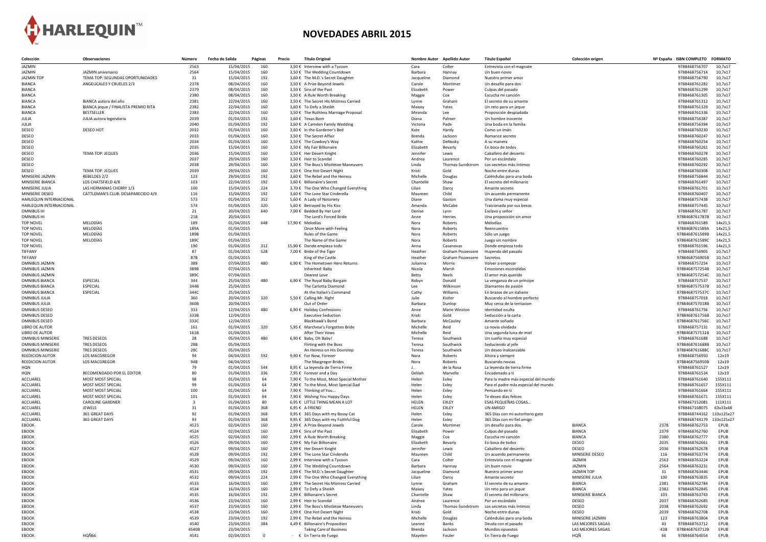HARLEQUIN™

# NOVEDADES ABRIL 2015

| Colección | Observaciones | Número | Fecha de Salida | Páginas | Precio | Título Original | Nombre Autor | Apellido Autor | Título Español | Colección origen | Nº España | ISBN COMPLETO | FORMATO |
|---|---|---|---|---|---|---|---|---|---|---|---|---|---|
| JAZMIN | | 2563 | 15/04/2015 | 160 | 3,50 € | Interview with a Tycoon | Cara | Colter | Entrevista con el magnate | | | 9788468756707 | 10,7x17 |
| JAZMIN | JAZMIN aniversario | 2564 | 15/04/2015 | 160 | 3,50 € | The Wedding Countdown | Barbara | Hannay | Un buen novio | | | 9788468756714 | 10,7x17 |
| JAZMIN TOP | TEMA TOP: SEGUNDAS OPORTUNIDADES | 31 | 15/04/2015 | 192 | 3,60 € | The M.D.'s Secret Daughter | Jacqueline | Diamond | Nuestro primer amor | | | 9788468756790 | 10,7x17 |
| BIANCA | ANGELICALES Y CRUELES 2/3 | 2378 | 08/04/2015 | 160 | 3,50 € | A Prize Beyond Jewels | Carole | Mortimer | Un desafío para dos | | | 9788468761282 | 10,7x17 |
| BIANCA | | 2379 | 08/04/2015 | 160 | 3,50 € | Sins of the Past | Elizabeth | Power | Culpas del pasado | | | 9788468761299 | 10,7x17 |
| BIANCA | | 2380 | 08/04/2015 | 160 | 3,50 € | A Rule Worth Breaking | Maggie | Cox | Escucha mi canción | | | 9788468761305 | 10,7x17 |
| BIANCA | BIANCA autora del año | 2381 | 22/04/2015 | 160 | 3,50 € | The Secret His Mistress Carried | Lynne | Graham | El secreto de su amante | | | 9788468761312 | 10,7x17 |
| BIANCA | BIANCA jeque / FINALISTA PREMIO RITA | 2382 | 22/04/2015 | 160 | 3,50 € | To Defy a Sheikh | Maisey | Yates | Un reto para un jeque | | | 9788468761329 | 10,7x17 |
| BIANCA | BESTSELLER | 2383 | 22/04/2015 | 160 | 3,50 € | The Ruthless Marriage Proposal | Miranda | Lee | Proposición despiadada | | | 9788468761336 | 10,7x17 |
| JULIA | JULIA autora legendaria | 2039 | 01/04/2015 | 192 | 3,60 € | Texas Born | Diana | Palmer | Un hombre inocente | | | 9788468756387 | 10,7x17 |
| JULIA | | 2040 | 01/04/2015 | 192 | 3,60 € | A Camden Family Wedding | Victoria | Pade | Una boda en la familia | | | 9788468756394 | 10,7x17 |
| DESEO | DESEO HOT | 2032 | 01/04/2015 | 160 | 3,60 € | In the Gardener's Bed | Kate | Hardy | Como un imán | | | 9788468760230 | 10,7x17 |
| DESEO | | 2033 | 01/04/2015 | 160 | 3,50 € | The Secret Affair | Brenda | Jackson | Romance secreto | | | 9788468760247 | 10,7x17 |
| DESEO | | 2034 | 01/04/2015 | 160 | 3,50 € | The Cowboy's Way | Kathie | DeNosky | A su manera | | | 9788468760254 | 10,7x17 |
| DESEO | | 2035 | 15/04/2015 | 160 | 3,50 € | My Fair Billionaire | Elizabeth | Bevarly | En boca de todos | | | 9788468760261 | 10,7x17 |
| DESEO | TEMA TOP: JEQUES | 2036 | 15/04/2015 | 160 | 3,50 € | Her Desert Knight | Jennifer | Lewis | Caballero del desierto | | | 9788468760278 | 10,7x17 |
| DESEO | | 2037 | 29/04/2015 | 160 | 3,50 € | Heir to Scandal | Andrea | Laurence | Por un escándalo | | | 9788468760285 | 10,7x17 |
| DESEO | | 2038 | 29/04/2015 | 160 | 3,50 € | The Boss's Mistletoe Maneuvers | Linda | Thomas-Sundstrom | Los secretos más íntimos | | | 9788468760292 | 10,7x17 |
| DESEO | TEMA TOP: JEQUES | 2039 | 29/04/2015 | 160 | 3,50 € | One Hot Desert Night | Kristi | Gold | Noche entre dunas | | | 9788468760308 | 10,7x17 |
| MINISERIE JAZMIN | REBELDES 2/2 | 123 | 29/04/2015 | 192 | 3,60 € | The Rebel and the Heiress | Michelle | Douglas | Caléndulas para una boda | | | 9788468756844 | 10,7x17 |
| MINISERIE BIANCA | LOS CHATSFIELD 4/8 | 103 | 22/04/2015 | 192 | 3,60 € | Billionaire's Secret | Chantelle | Shaw | El secreto del millonario | | | 9788468761497 | 10,7x17 |
| MINISERIE JULIA | LAS HERMANAS CHERRY 1/3 | 100 | 15/04/2015 | 224 | 3,70 € | The One Who Changed Everything | Lilian | Darcy | Amante secreto | | | 9788468761701 | 10,7x17 |
| MINISERIE DESEO | CATTLEMAN'S CLUB: DESAPARECIDO 4/9 | 116 | 15/04/2015 | 192 | 3,60 € | The Lone Star Cinderella | Maureen | Child | Un acuerdo permanente | | | 9788468760407 | 10,7x17 |
| HARLEQUIN INTERNACIONAL | | 573 | 01/04/2015 | 352 | 5,60 € | A Lady of Notoriety | Diane | Gaston | Una dama muy especial | | | 9788468757438 | 10,7x17 |
| HARLEQUIN INTERNACIONAL | | 574 | 01/04/2015 | 320 | 5,60 € | Betrayed by His Kiss | Amanda | McCabe | Traicionada por sus besos | | | 9788468757445 | 10,7x17 |
| OMNIBUS HI | | 21 | 20/04/2015 | 640 | 7,00 € | Bedded By Her Lord | Denise | Lynn | Esclavo y señor | | | 9788468761787 | 10,7x17 |
| OMNIBUS HI | | 21B | 20/04/2015 | | | The Lord's Forced Bride | Anne | Herries | Una proposición sin amor | | | 9788468761787B | 10,7x17 |
| TOP NOVEL | MELODÍAS | 189 | 01/04/2015 | 648 | 17,90 € | Melodías | Nora | Roberts | Melodías | | | 9788468761589 | 14x21,5 |
| TOP NOVEL | MELODÍAS | 189A | 01/04/2015 | | | Once More with Feeling | Nora | Roberts | Reencuentro | | | 9788468761589A | 14x21,5 |
| TOP NOVEL | MELODÍAS | 189B | 01/04/2015 | | | Rules of the Game | Nora | Roberts | Sólo un juego | | | 9788468761589B | 14x21,5 |
| TOP NOVEL | MELODÍAS | 189C | 01/04/2015 | | | The Name of the Game | Nora | Roberts | Juego sin nombre | | | 9788468761589C | 14x21,5 |
| TOP NOVEL | | 190 | 01/04/2015 | 312 | 15,90 € | Donde empieza todo | Anna | Casanovas | Donde empieza todo | | | 9788468761596 | 14x21,5 |
| TIFFANY | | 87 | 01/04/2015 | 528 | 7,00 € | Bride of the Tiger | Heather | Graham Pozzessere | Huyendo del pasado | | | 9788468756905 | 10,7x17 |
| TIFFANY | | 87B | 01/04/2015 | | | King of the Castle | Heather | Graham Pozzessere | Secretos | | | 9788468756905B | 10,7x17 |
| OMNIBUS JAZMIN | | 389 | 07/04/2015 | 480 | 6,90 € | The Hometown Hero Returns | Julianna | Morris | Volver a empezar | | | 9788468757254 | 10,7x17 |
| OMNIBUS JAZMIN | | 389B | 07/04/2015 | | | Inherited: Baby | Nicola | Marsh | Emociones escondidas | | | 9788468757254B | 10,7x17 |
| OMNIBUS JAZMIN | | 389C | 07/04/2015 | | | Dearest Love | Betty | Neels | El amor más querido | | | 9788468757254C | 10,7x17 |
| OMNIBUS BIANCA | ESPECIAL | 344 | 25/04/2015 | 480 | 6,90 € | The Royal Baby Bargain | Robyn | Donald | La venganza de un príncipe | | | 9788468757537 | 10,7x17 |
| OMNIBUS BIANCA | ESPECIAL | 344B | 25/04/2015 | | | The Carlotta Diamond | Lee | Wilkinson | Diamantes de pasión | | | 9788468757537B | 10,7x17 |
| OMNIBUS BIANCA | ESPECIAL | 344C | 25/04/2015 | | | At the Italian's Command | Cathy | Williams | En brazos de un italiano | | | 9788468757537C | 10,7x17 |
| OMNIBUS JULIA | | 360 | 20/04/2015 | 320 | 5,50 € | Calling Mr. Right | Julie | Kistler | Buscando al hombre perfecto | | | 9788468757018 | 10,7x17 |
| OMNIBUS JULIA | | 360B | 20/04/2015 | | | Out of Order | Barbara | Dunlop | Muy cerca de la tentacion | | | 9788468757018B | 10,7x17 |
| OMNIBUS DESEO | | 333 | 12/04/2015 | 480 | 6,90 € | Holiday Confessions | Anne | Marie Winston | Identidad oculta | | | 9788468761756 | 10,7x17 |
| OMNIBUS DESEO | | 333B | 12/04/2015 | | | Executive Seduction | Kristi | Gold | Seducción a la carta | | | 9788468761756B | 10,7x17 |
| OMNIBUS DESEO | | 333C | 12/04/2015 | | | Blackhawk's Bond | Barbara | McCauley | Amante soñado | | | 9788468761756C | 10,7x17 |
| LIBRO DE AUTOR | | 161 | 01/04/2015 | 320 | 5,95 € | Marchese's Forgotten Bride | Michelle | Reid | La novia olvidada | | | 9788468757131 | 10,7x17 |
| LIBRO DE AUTOR | | 161B | 01/04/2015 | | | After Their Vows | Michelle | Reid | Una segunda luna de miel | | | 9788468757131B | 10,7x17 |
| OMNIBUS MINISERIE | TRES DESEOS | 28 | 05/04/2015 | 480 | 6,90 € | Baby, Oh Baby! | Teresa | Southwick | Un sueño muy especial | | | 9788468761688 | 10,7x17 |
| OMNIBUS MINISERIE | TRES DESEOS | 28B | 05/04/2015 | | | Flirting with the Boss | Teresa | Southwick | Seduciendo al jefe | | | 9788468761688B | 10,7x17 |
| OMNIBUS MINISERIE | TRES DESEOS | 28C | 05/04/2015 | | | An Heiress on His Doorstep | Teresa | Southwick | Un deseo inalcanzable | | | 9788468761688C | 10,7x17 |
| REEDICION AUTOR | LOS MACGREGOR | 94 | 04/04/2015 | 592 | 9,90 € | For Now, Forever | Nora | Roberts | Ahora y siempre | | | 9788468756950 | 12x19 |
| REEDICION AUTOR | LOS MACGREGOR | 94B | 04/04/2015 | | | The Macgregor Brides | Nora | Roberts | Buscando novias | | | 9788468756950B | 12x19 |
| HQN | | 79 | 01/04/2015 | 544 | 8,95 € | La leyenda de Tierra Firme | J. | de la Rosa | La leyenda de tierra firme | | | 9788468761527 | 12x19 |
| HQN | RECOMENDADO POR EL EDITOR | 80 | 01/04/2015 | 336 | 7,95 € | Forever and a Day | Delilah | Marvelle | Encadenado a ti | | | 9788468761534 | 12x19 |
| ACCUAREL | MOST MOST SPECIAL | 98 | 01/04/2015 | 64 | 7,90 € | To the Most, Most Special Mother | Helen | Exley | Para la madre más especial del mundo | | | 9788468761640 | 155X111 |
| ACCUAREL | MOST MOST SPECIAL | 99 | 01/04/2015 | 64 | 7,90 € | To the Most, Most Special Dad | Helen | Exley | Para el padre más especial del mundo | | | 9788468761657 | 155X111 |
| ACCUAREL | MOST MOST SPECIAL | 100 | 01/04/2015 | 64 | 7,90 € | Thinking of You... | Helen | Exley | Pensando en ti | | | 9788468761664 | 155X111 |
| ACCUAREL | MOST MOST SPECIAL | 101 | 01/04/2015 | 64 | 7,90 € | Wishing You Happy Days | Helen | Exley | Te deseo días felices | | | 9788468761671 | 155X111 |
| ACCUAREL | CAROLINE GARDNER | 3 | 01/04/2015 | 80 | 6,95 € | LITTLE THING MEAN A LOT | HELEN | EXLEY | ESAS PEQUEÑAS COSAS... | | | 9788467152081 | 111X111 |
| ACCUAREL | JEWELS | 31 | 01/04/2015 | 368 | 6,95 € | A FRIEND | HELEN | EXLEY | UN AMIGO | | | 9788467168075 | 63x33x48 |
| ACCUAREL | 365 GREAT DAYS | 92 | 01/04/2015 | 368 | 9,95 € | 365 Days with my Bossy Cat | Helen | Exley | 365 Días con mi autoritario gato | | | 9788468744162 | 133x125x27 |
| ACCUAREL | 365 GREAT DAYS | 93 | 01/04/2015 | 368 | 9,95 € | 365 Days with my Faithful Dog | Helen | Exley | 365 Días con mi fiel amigo | | | 9788468744179 | 133x125x27 |
| EBOOK | | 4523 | 02/04/2015 | 160 | 2,99 € | A Prize Beyond Jewels | Carole | Mortimer | Un desafío para dos | BIANCA | 2378 | 9788468762753 | EPUB |
| EBOOK | | 4524 | 02/04/2015 | 160 | 2,99 € | Sins of the Past | Elizabeth | Power | Culpas del pasado | BIANCA | 2379 | 9788468762760 | EPUB |
| EBOOK | | 4525 | 02/04/2015 | 160 | 2,99 € | A Rule Worth Breaking | Maggie | Cox | Escucha mi canción | BIANCA | 2380 | 9788468762777 | EPUB |
| EBOOK | | 4526 | 09/04/2015 | 160 | 2,99 € | My Fair Billionaire | Elizabeth | Bevarly | En boca de todos | DESEO | 2035 | 9788468762661 | EPUB |
| EBOOK | | 4527 | 09/04/2015 | 160 | 2,99 € | Her Desert Knight | Jennifer | Lewis | Caballero del desierto | DESEO | 2036 | 9788468762678 | EPUB |
| EBOOK | | 4528 | 09/04/2015 | 192 | 2,99 € | The Lone Star Cinderella | Maureen | Child | Un acuerdo permanente | MINISERIE DESEO | 116 | 9788468763774 | EPUB |
| EBOOK | | 4529 | 09/04/2015 | 160 | 2,99 € | Interview with a Tycoon | Cara | Colter | Entrevista con el magnate | JAZMIN | 2563 | 9788468763224 | EPUB |
| EBOOK | | 4530 | 09/04/2015 | 160 | 2,99 € | The Wedding Countdown | Barbara | Hannay | Un buen novio | JAZMIN | 2564 | 9788468763231 | EPUB |
| EBOOK | | 4531 | 09/04/2015 | 192 | 2,99 € | The M.D.'s Secret Daughter | Jacqueline | Diamond | Nuestro primer amor | JAZMIN TOP | 31 | 9788468763446 | EPUB |
| EBOOK | | 4532 | 09/04/2015 | 224 | 2,99 € | The One Who Changed Everything | Lilian | Darcy | Amante secreto | MINISERIE JULIA | 100 | 9788468763835 | EPUB |
| EBOOK | | 4533 | 16/04/2015 | 160 | 2,99 € | The Secret His Mistress Carried | Lynne | Graham | El secreto de su amante | BIANCA | 2381 | 9788468762784 | EPUB |
| EBOOK | | 4534 | 16/04/2015 | 160 | 2,99 € | To Defy a Sheikh | Maisey | Yates | Un reto para un jeque | BIANCA | 2382 | 9788468762845 | EPUB |
| EBOOK | | 4535 | 16/04/2015 | 192 | 2,99 € | Billionaire's Secret | Chantelle | Shaw | El secreto del millonario | MINISERIE BIANCA | 103 | 9788468763743 | EPUB |
| EBOOK | | 4536 | 23/04/2015 | 160 | 2,99 € | Heir to Scandal | Andrea | Laurence | Por un escándalo | DESEO | 2037 | 9788468762685 | EPUB |
| EBOOK | | 4537 | 23/04/2015 | 160 | 2,99 € | The Boss's Mistletoe Maneuvers | Linda | Thomas-Sundstrom | Los secretos más íntimos | DESEO | 2038 | 9788468762692 | EPUB |
| EBOOK | | 4538 | 23/04/2015 | 160 | 2,99 € | One Hot Desert Night | Kristi | Gold | Noche entre dunas | DESEO | 2039 | 9788468762708 | EPUB |
| EBOOK | | 4539 | 23/04/2015 | 192 | 2,99 € | The Rebel and the Heiress | Michelle | Douglas | Caléndulas para una boda | MINISERIE JAZMIN | 123 | 9788468763804 | EPUB |
| EBOOK | | 4540 | 23/04/2015 | 384 | 4,49 € | Billionaire's Proposition | Leanne | Banks | Deuda con el pasado | LAS MEJORES SAGAS | 43 | 9788468763712 | EPUB |
| EBOOK | | 4540B | 23/04/2015 | | | Taking Care of Business | Brenda | Jackson | Mundos opuestos | LAS MEJORES SAGAS | 43B | 9788468763712B | EPUB |
| EBOOK | HQÑ66 | 4541 | 02/04/2015 | 0 | - € | En Tierra de Fuego | Mayelen | Fouler | En Tierra de Fuego | HQÑ | 66 | 9788468764054 | EPUB |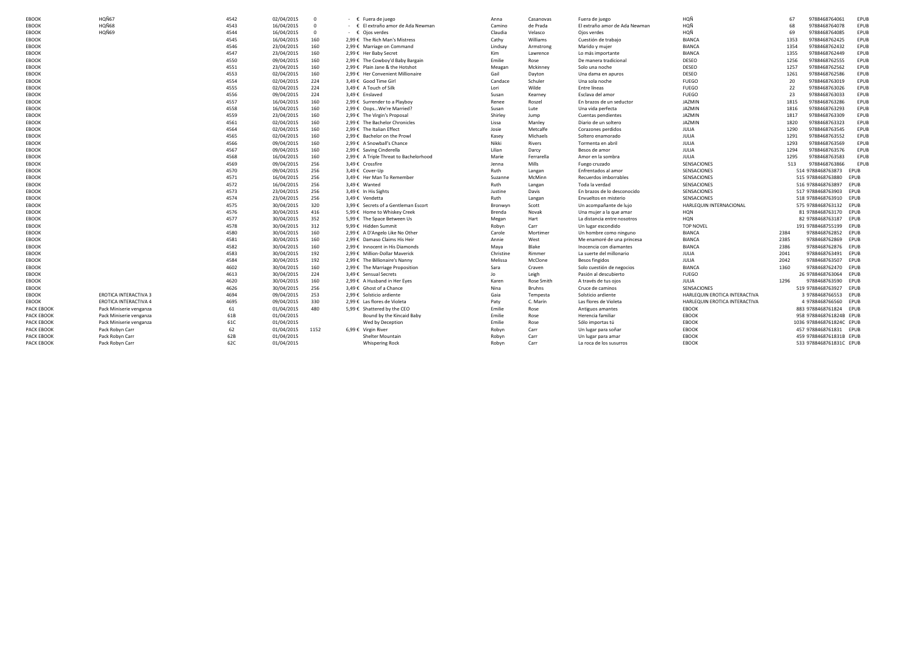| | | | | | | | | | | | | | |
|---|---|---|---|---|---|---|---|---|---|---|---|---|---|
| EBOOK | HQÑ67 | 4542 | 02/04/2015 | 0 | - € | Fuera de juego | Anna | Casanovas | Fuera de juego | HQÑ | 67 | 9788468764061 | EPUB |
| EBOOK | HQÑ68 | 4543 | 16/04/2015 | 0 | - € | El extraño amor de Ada Newman | Camino | de Prada | El extraño amor de Ada Newman | HQÑ | 68 | 9788468764078 | EPUB |
| EBOOK | HQÑ69 | 4544 | 16/04/2015 | 0 | - € | Ojos verdes | Claudia | Velasco | Ojos verdes | HQÑ | 69 | 9788468764085 | EPUB |
| EBOOK | | 4545 | 16/04/2015 | 160 | 2,99 € | The Rich Man's Mistress | Cathy | Williams | Cuestión de trabajo | BIANCA | 1353 | 9788468762425 | EPUB |
| EBOOK | | 4546 | 23/04/2015 | 160 | 2,99 € | Marriage on Command | Lindsay | Armstrong | Marido y mujer | BIANCA | 1354 | 9788468762432 | EPUB |
| EBOOK | | 4547 | 23/04/2015 | 160 | 2,99 € | Her Baby Secret | Kim | Lawrence | Lo más importante | BIANCA | 1355 | 9788468762449 | EPUB |
| EBOOK | | 4550 | 09/04/2015 | 160 | 2,99 € | The Cowboy'd Baby Bargain | Emilie | Rose | De manera tradicional | DESEO | 1256 | 9788468762555 | EPUB |
| EBOOK | | 4551 | 23/04/2015 | 160 | 2,99 € | Plain Jane & the Hotshot | Meagan | Mckinney | Solo una noche | DESEO | 1257 | 9788468762562 | EPUB |
| EBOOK | | 4553 | 02/04/2015 | 160 | 2,99 € | Her Convenient Millionaire | Gail | Dayton | Una dama en apuros | DESEO | 1261 | 9788468762586 | EPUB |
| EBOOK | | 4554 | 02/04/2015 | 224 | 3,49 € | Good Time Girl | Candace | Schuler | Una sola noche | FUEGO | 20 | 9788468763019 | EPUB |
| EBOOK | | 4555 | 02/04/2015 | 224 | 3,49 € | A Touch of Silk | Lori | Wilde | Entre líneas | FUEGO | 22 | 9788468763026 | EPUB |
| EBOOK | | 4556 | 09/04/2015 | 224 | 3,49 € | Enslaved | Susan | Kearney | Esclava del amor | FUEGO | 23 | 9788468763033 | EPUB |
| EBOOK | | 4557 | 16/04/2015 | 160 | 2,99 € | Surrender to a Playboy | Renee | Roszel | En brazos de un seductor | JAZMIN | 1815 | 9788468763286 | EPUB |
| EBOOK | | 4558 | 16/04/2015 | 160 | 2,99 € | Oops...We're Married? | Susan | Lute | Una vida perfecta | JAZMIN | 1816 | 9788468763293 | EPUB |
| EBOOK | | 4559 | 23/04/2015 | 160 | 2,99 € | The Virgin's Proposal | Shirley | Jump | Cuentas pendientes | JAZMIN | 1817 | 9788468763309 | EPUB |
| EBOOK | | 4561 | 02/04/2015 | 160 | 2,99 € | The Bachelor Chronicles | Lissa | Manley | Diario de un soltero | JAZMIN | 1820 | 9788468763323 | EPUB |
| EBOOK | | 4564 | 02/04/2015 | 160 | 2,99 € | The Italian Effect | Josie | Metcalfe | Corazones perdidos | JULIA | 1290 | 9788468763545 | EPUB |
| EBOOK | | 4565 | 02/04/2015 | 160 | 2,99 € | Bachelor on the Prowl | Kasey | Michaels | Soltero enamorado | JULIA | 1291 | 9788468763552 | EPUB |
| EBOOK | | 4566 | 09/04/2015 | 160 | 2,99 € | A Snowball's Chance | Nikki | Rivers | Tormenta en abril | JULIA | 1293 | 9788468763569 | EPUB |
| EBOOK | | 4567 | 09/04/2015 | 160 | 2,99 € | Saving Cinderella | Lilian | Darcy | Besos de amor | JULIA | 1294 | 9788468763576 | EPUB |
| EBOOK | | 4568 | 16/04/2015 | 160 | 2,99 € | A Triple Threat to Bachelorhood | Marie | Ferrarella | Amor en la sombra | JULIA | 1295 | 9788468763583 | EPUB |
| EBOOK | | 4569 | 09/04/2015 | 256 | 3,49 € | Crossfire | Jenna | Mills | Fuego cruzado | SENSACIONES | 513 | 9788468763866 | EPUB |
| EBOOK | | 4570 | 09/04/2015 | 256 | 3,49 € | Cover-Up | Ruth | Langan | Enfrentados al amor | SENSACIONES | 514 | 9788468763873 | EPUB |
| EBOOK | | 4571 | 16/04/2015 | 256 | 3,49 € | Her Man To Remember | Suzanne | McMinn | Recuerdos imborrables | SENSACIONES | 515 | 9788468763880 | EPUB |
| EBOOK | | 4572 | 16/04/2015 | 256 | 3,49 € | Wanted | Ruth | Langan | Toda la verdad | SENSACIONES | 516 | 9788468763897 | EPUB |
| EBOOK | | 4573 | 23/04/2015 | 256 | 3,49 € | In His Sights | Justine | Davis | En brazos de lo desconocido | SENSACIONES | 517 | 9788468763903 | EPUB |
| EBOOK | | 4574 | 23/04/2015 | 256 | 3,49 € | Vendetta | Ruth | Langan | Envueltos en misterio | SENSACIONES | 518 | 9788468763910 | EPUB |
| EBOOK | | 4575 | 30/04/2015 | 320 | 3,99 € | Secrets of a Gentleman Escort | Bronwyn | Scott | Un acompañante de lujo | HARLEQUIN INTERNACIONAL | 575 | 9788468763132 | EPUB |
| EBOOK | | 4576 | 30/04/2015 | 416 | 5,99 € | Home to Whiskey Creek | Brenda | Novak | Una mujer a la que amar | HQN | 81 | 9788468763170 | EPUB |
| EBOOK | | 4577 | 30/04/2015 | 352 | 5,99 € | The Space Between Us | Megan | Hart | La distancia entre nosotros | HQN | 82 | 9788468763187 | EPUB |
| EBOOK | | 4578 | 30/04/2015 | 312 | 9,99 € | Hidden Summit | Robyn | Carr | Un lugar escondido | TOP NOVEL | 191 | 9788468755199 | EPUB |
| EBOOK | | 4580 | 30/04/2015 | 160 | 2,99 € | A D'Angelo Like No Other | Carole | Mortimer | Un hombre como ninguno | BIANCA | 2384 | 9788468762852 | EPUB |
| EBOOK | | 4581 | 30/04/2015 | 160 | 2,99 € | Damaso Claims His Heir | Annie | West | Me enamoré de una princesa | BIANCA | 2385 | 9788468762869 | EPUB |
| EBOOK | | 4582 | 30/04/2015 | 160 | 2,99 € | Innocent in His Diamonds | Maya | Blake | Inocencia con diamantes | BIANCA | 2386 | 9788468762876 | EPUB |
| EBOOK | | 4583 | 30/04/2015 | 192 | 2,99 € | Million-Dollar Maverick | Christine | Rimmer | La suerte del millonario | JULIA | 2041 | 9788468763491 | EPUB |
| EBOOK | | 4584 | 30/04/2015 | 192 | 2,99 € | The Billionaire's Nanny | Melissa | McClone | Besos fingidos | JULIA | 2042 | 9788468763507 | EPUB |
| EBOOK | | 4602 | 30/04/2015 | 160 | 2,99 € | The Marriage Proposition | Sara | Craven | Solo cuestión de negocios | BIANCA | 1360 | 9788468762470 | EPUB |
| EBOOK | | 4613 | 30/04/2015 | 224 | 3,49 € | Sensual Secrets | Jo | Leigh | Pasión al descubierto | FUEGO | 26 | 9788468763064 | EPUB |
| EBOOK | | 4620 | 30/04/2015 | 160 | 2,99 € | A Husband in Her Eyes | Karen | Rose Smith | A través de tus ojos | JULIA | 1296 | 9788468763590 | EPUB |
| EBOOK | | 4626 | 30/04/2015 | 256 | 3,49 € | Ghost of a Chance | Nina | Bruhns | Cruce de caminos | SENSACIONES | 519 | 9788468763927 | EPUB |
| EBOOK | EROTICA INTERACTIVA 3 | 4694 | 09/04/2015 | 253 | 2,99 € | Solsticio ardiente | Gaia | Tempesta | Solsticio ardiente | HARLEQUIN EROTICA INTERACTIVA | 3 | 9788468766553 | EPUB |
| EBOOK | EROTICA INTERACTIVA 4 | 4695 | 09/04/2015 | 330 | 2,99 € | Las flores de Violeta | Paty | C. Marín | Las flores de Violeta | HARLEQUIN EROTICA INTERACTIVA | 4 | 9788468766560 | EPUB |
| PACK EBOOK | Pack Miniserie venganza | 61 | 01/04/2015 | 480 | 5,99 € | Shattered by the CEO | Emilie | Rose | Antiguos amantes | EBOOK | 883 | 9788468761824 | EPUB |
| PACK EBOOK | Pack Miniserie venganza | 61B | 01/04/2015 | | | Bound by the Kincaid Baby | Emilie | Rose | Herencia familiar | EBOOK | 958 | 9788468761824B | EPUB |
| PACK EBOOK | Pack Miniserie venganza | 61C | 01/04/2015 | | | Wed by Deception | Emilie | Rose | Sólo importas tú | EBOOK | 1036 | 9788468761824C | EPUB |
| PACK EBOOK | Pack Robyn Carr | 62 | 01/04/2015 | 1152 | 6,99 € | Virgin River | Robyn | Carr | Un lugar para soñar | EBOOK | 457 | 9788468761831 | EPUB |
| PACK EBOOK | Pack Robyn Carr | 62B | 01/04/2015 | | | Shelter Mountain | Robyn | Carr | Un lugar para amar | EBOOK | 459 | 9788468761831B | EPUB |
| PACK EBOOK | Pack Robyn Carr | 62C | 01/04/2015 | | | Whispering Rock | Robyn | Carr | La roca de los susurros | EBOOK | 533 | 9788468761831C | EPUB |